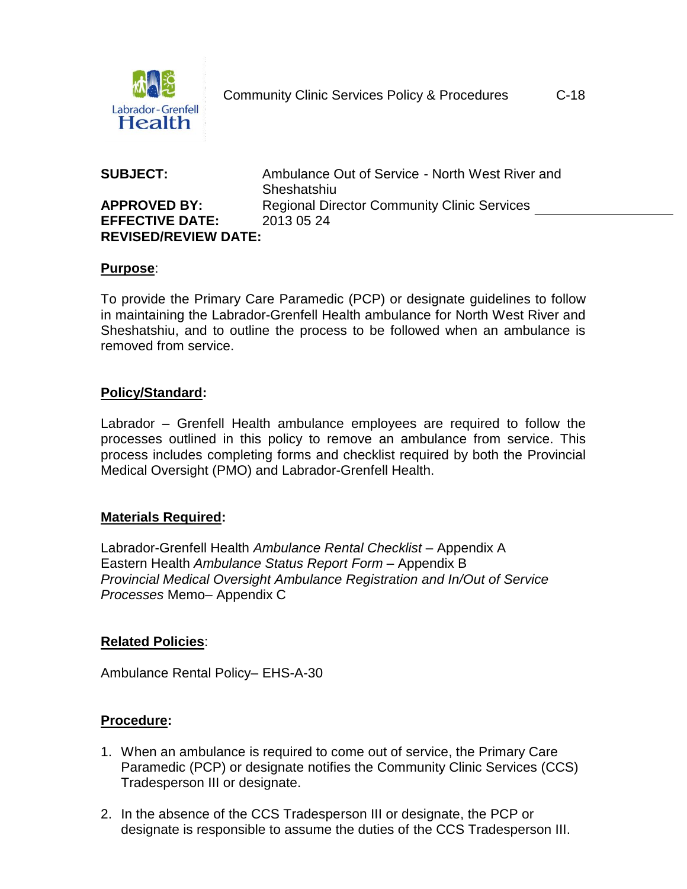Community Clinic Services Policy & Procedures C-18

**SUBJECT:** Ambulance Out of Service - North West River and Sheshatshiu
**APPROVED BY:** Regional Director Community Clinic Services
**EFFECTIVE DATE:** 2013 05 24
**REVISED/REVIEW DATE:**

## Purpose:

To provide the Primary Care Paramedic (PCP) or designate guidelines to follow in maintaining the Labrador-Grenfell Health ambulance for North West River and Sheshatshiu, and to outline the process to be followed when an ambulance is removed from service.

## Policy/Standard:

Labrador – Grenfell Health ambulance employees are required to follow the processes outlined in this policy to remove an ambulance from service. This process includes completing forms and checklist required by both the Provincial Medical Oversight (PMO) and Labrador-Grenfell Health.

## Materials Required:

Labrador-Grenfell Health *Ambulance Rental Checklist* – Appendix A
Eastern Health *Ambulance Status Report Form* – Appendix B
*Provincial Medical Oversight Ambulance Registration and In/Out of Service Processes* Memo– Appendix C

## Related Policies:

Ambulance Rental Policy– EHS-A-30

## Procedure:

1. When an ambulance is required to come out of service, the Primary Care Paramedic (PCP) or designate notifies the Community Clinic Services (CCS) Tradesperson III or designate.

2. In the absence of the CCS Tradesperson III or designate, the PCP or designate is responsible to assume the duties of the CCS Tradesperson III.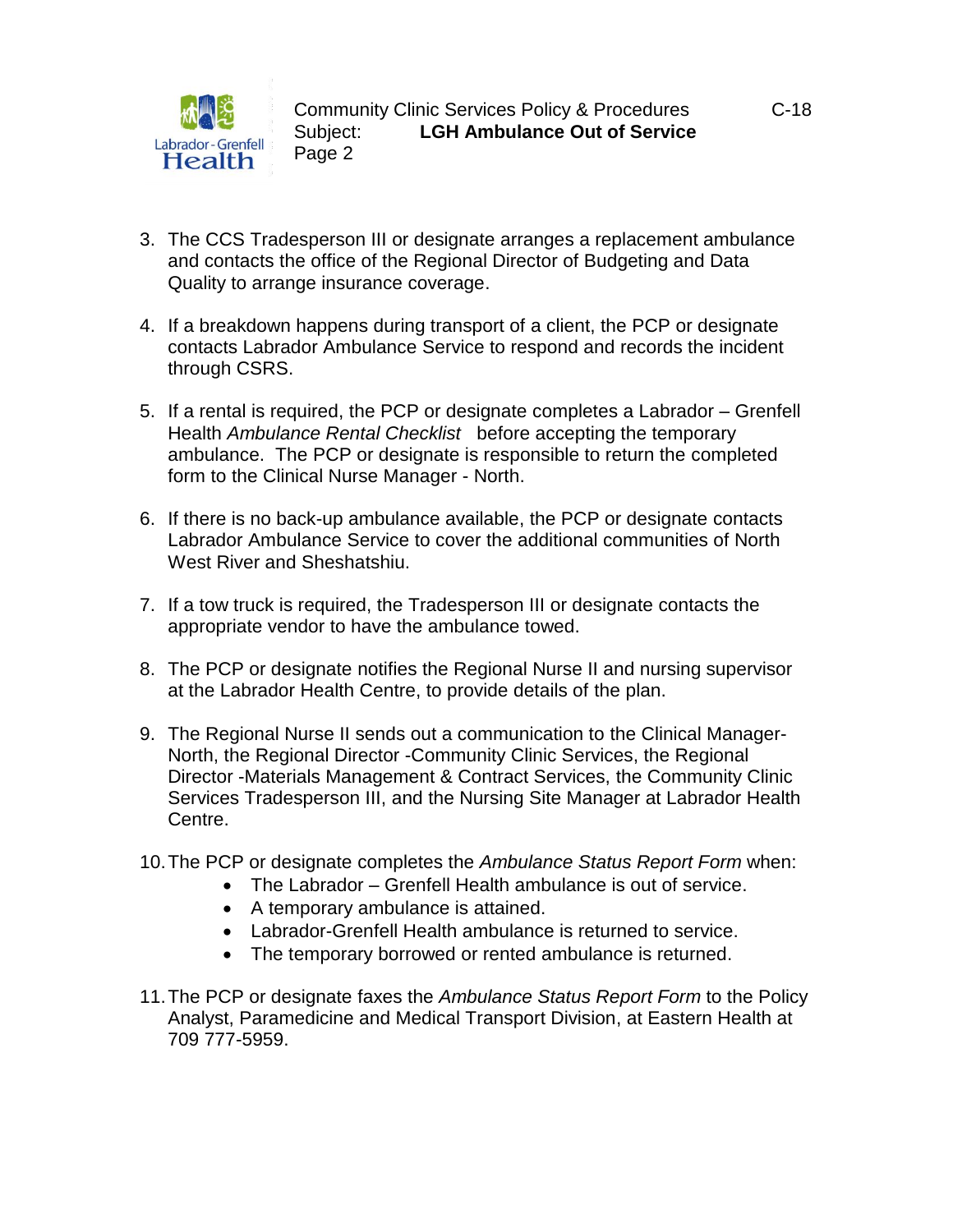3. The CCS Tradesperson III or designate arranges a replacement ambulance and contacts the office of the Regional Director of Budgeting and Data Quality to arrange insurance coverage.

4. If a breakdown happens during transport of a client, the PCP or designate contacts Labrador Ambulance Service to respond and records the incident through CSRS.

5. If a rental is required, the PCP or designate completes a Labrador – Grenfell Health *Ambulance Rental Checklist* before accepting the temporary ambulance. The PCP or designate is responsible to return the completed form to the Clinical Nurse Manager - North.

6. If there is no back-up ambulance available, the PCP or designate contacts Labrador Ambulance Service to cover the additional communities of North West River and Sheshatshiu.

7. If a tow truck is required, the Tradesperson III or designate contacts the appropriate vendor to have the ambulance towed.

8. The PCP or designate notifies the Regional Nurse II and nursing supervisor at the Labrador Health Centre, to provide details of the plan.

9. The Regional Nurse II sends out a communication to the Clinical Manager-North, the Regional Director -Community Clinic Services, the Regional Director -Materials Management & Contract Services, the Community Clinic Services Tradesperson III, and the Nursing Site Manager at Labrador Health Centre.

10. The PCP or designate completes the *Ambulance Status Report Form* when:
    - The Labrador – Grenfell Health ambulance is out of service.
    - A temporary ambulance is attained.
    - Labrador-Grenfell Health ambulance is returned to service.
    - The temporary borrowed or rented ambulance is returned.

11. The PCP or designate faxes the *Ambulance Status Report Form* to the Policy Analyst, Paramedicine and Medical Transport Division, at Eastern Health at 709 777-5959.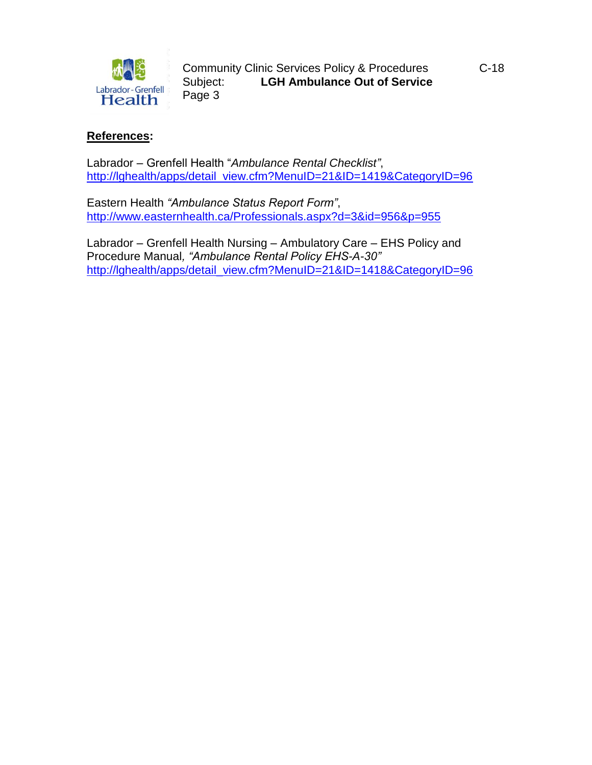**References:**

Labrador – Grenfell Health "*Ambulance Rental Checklist"*,
http://lghealth/apps/detail_view.cfm?MenuID=21&ID=1419&CategoryID=96

Eastern Health *"Ambulance Status Report Form"*,
http://www.easternhealth.ca/Professionals.aspx?d=3&id=956&p=955

Labrador – Grenfell Health Nursing – Ambulatory Care – EHS Policy and Procedure Manual*, "Ambulance Rental Policy EHS-A-30"*
http://lghealth/apps/detail_view.cfm?MenuID=21&ID=1418&CategoryID=96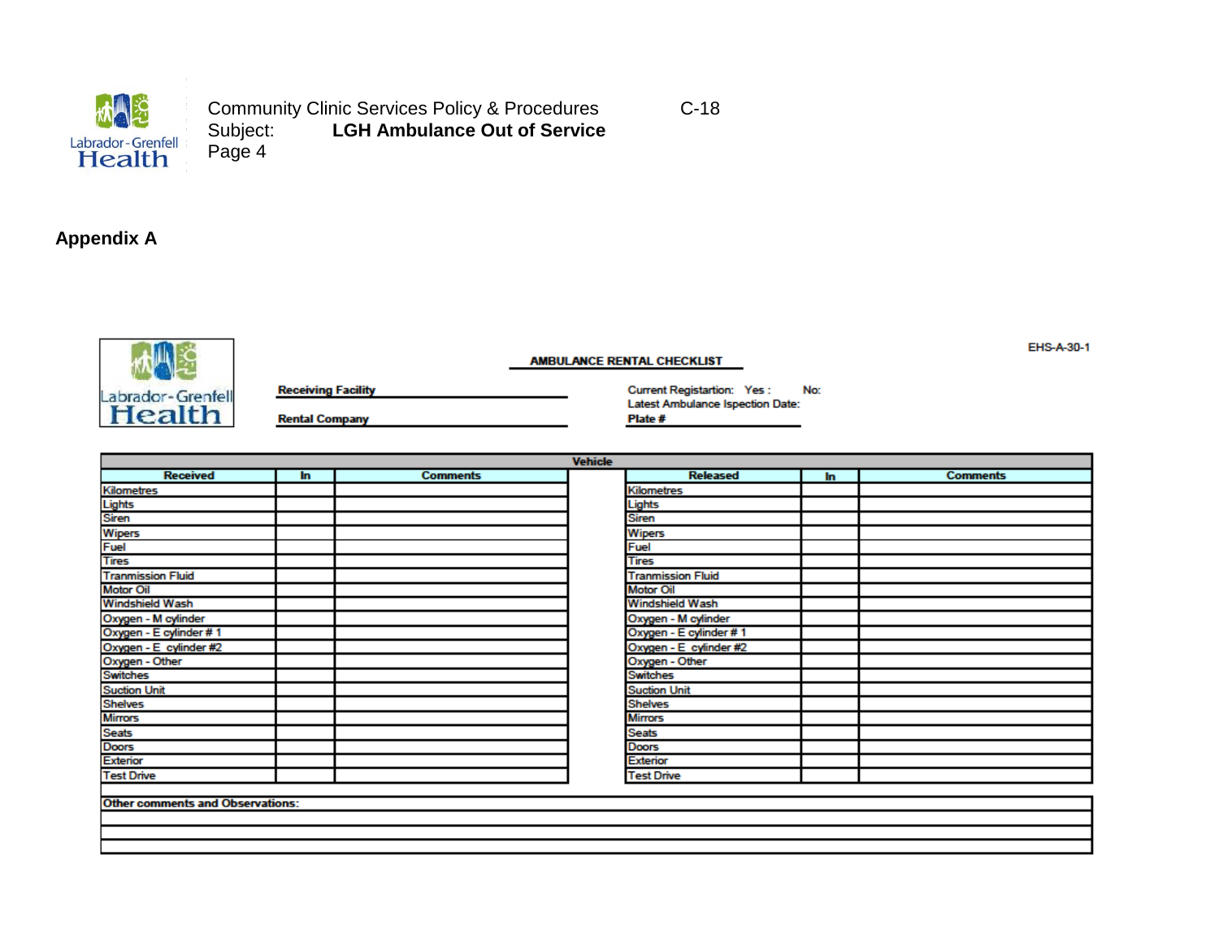## Appendix A

EHS-A-30-1

**AMBULANCE RENTAL CHECKLIST**

**Receiving Facility** ______________________

**Rental Company** ______________________

Current Registartion: Yes : No:

Latest Ambulance Ispection Date:

**Plate #** ______________________

| Vehicle | | | | | | |
|---|---|---|---|---|---|---|
| **Received** | **In** | **Comments** | | **Released** | **In** | **Comments** |
| Kilometres | | | | Kilometres | | |
| Lights | | | | Lights | | |
| Siren | | | | Siren | | |
| Wipers | | | | Wipers | | |
| Fuel | | | | Fuel | | |
| Tires | | | | Tires | | |
| Tranmission Fluid | | | | Tranmission Fluid | | |
| Motor Oil | | | | Motor Oil | | |
| Windshield Wash | | | | Windshield Wash | | |
| Oxygen - M cylinder | | | | Oxygen - M cylinder | | |
| Oxygen - E cylinder # 1 | | | | Oxygen - E cylinder # 1 | | |
| Oxygen - E cylinder #2 | | | | Oxygen - E cylinder #2 | | |
| Oxygen - Other | | | | Oxygen - Other | | |
| Switches | | | | Switches | | |
| Suction Unit | | | | Suction Unit | | |
| Shelves | | | | Shelves | | |
| Mirrors | | | | Mirrors | | |
| Seats | | | | Seats | | |
| Doors | | | | Doors | | |
| Exterior | | | | Exterior | | |
| Test Drive | | | | Test Drive | | |

| **Other comments and Observations:** |
|---|
| |
| |
| |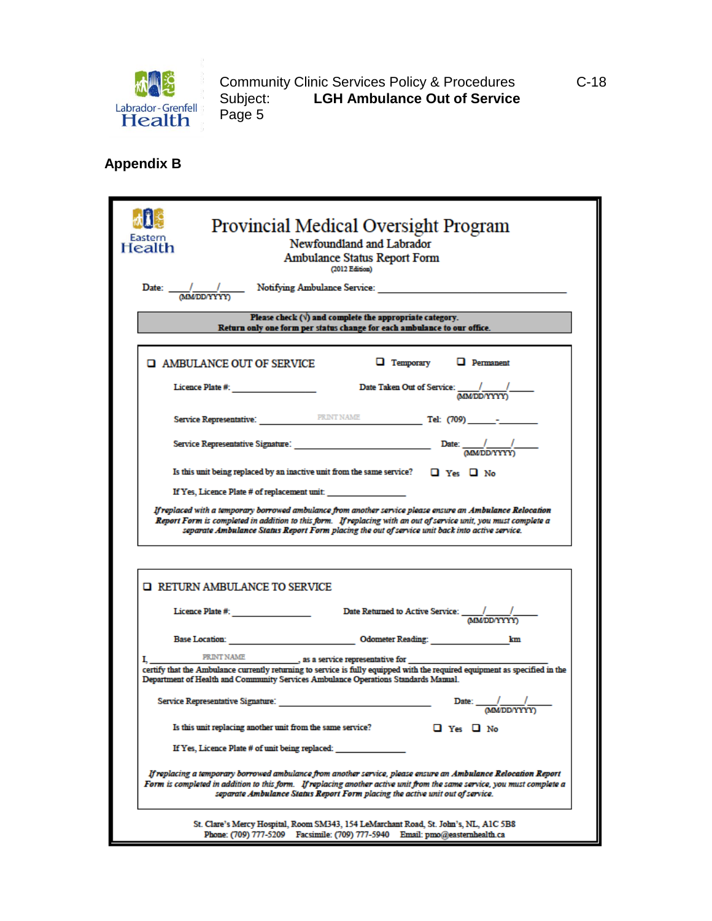## Appendix B

# Provincial Medical Oversight Program

Newfoundland and Labrador
Ambulance Status Report Form
(2012 Edition)

Date: ____/____/____ (MM/DD/YYYY) Notifying Ambulance Service: ______________________________

**Please check (√) and complete the appropriate category.**
**Return only one form per status change for each ambulance to our office.**

---

❑ AMBULANCE OUT OF SERVICE ❑ Temporary ❑ Permanent

Licence Plate #: __________________ Date Taken Out of Service: ____/____/____ (MM/DD/YYYY)

Service Representative: ______________ PRINT NAME ______________ Tel: (709) ______-________

Service Representative Signature: ______________________________ Date: ____/____/____ (MM/DD/YYYY)

Is this unit being replaced by an inactive unit from the same service? ❑ Yes ❑ No

If Yes, Licence Plate # of replacement unit: __________________

*If replaced with a temporary borrowed ambulance from another service please ensure an **Ambulance Relocation Report Form** is completed in addition to this form. If replacing with an out of service unit, you must complete a separate **Ambulance Status Report Form** placing the out of service unit back into active service.*

---

❑ RETURN AMBULANCE TO SERVICE

Licence Plate #: __________________ Date Returned to Active Service: ____/____/____ (MM/DD/YYYY)

Base Location: ______________________________ Odometer Reading: __________________ km

I, ______________ PRINT NAME ______________, as a service representative for ______________________________ certify that the Ambulance currently returning to service is fully equipped with the required equipment as specified in the Department of Health and Community Services Ambulance Operations Standards Manual.

Service Representative Signature: ______________________________ Date: ____/____/____ (MM/DD/YYYY)

Is this unit replacing another unit from the same service? ❑ Yes ❑ No

If Yes, Licence Plate # of unit being replaced: __________________

*If replacing a temporary borrowed ambulance from another service, please ensure an **Ambulance Relocation Report Form** is completed in addition to this form. If replacing another active unit from the same service, you must complete a separate **Ambulance Status Report Form** placing the active unit out of service.*

---

St. Clare's Mercy Hospital, Room SM343, 154 LeMarchant Road, St. John's, NL, A1C 5B8
Phone: (709) 777-5209 Facsimile: (709) 777-5940 Email: pmo@easternhealth.ca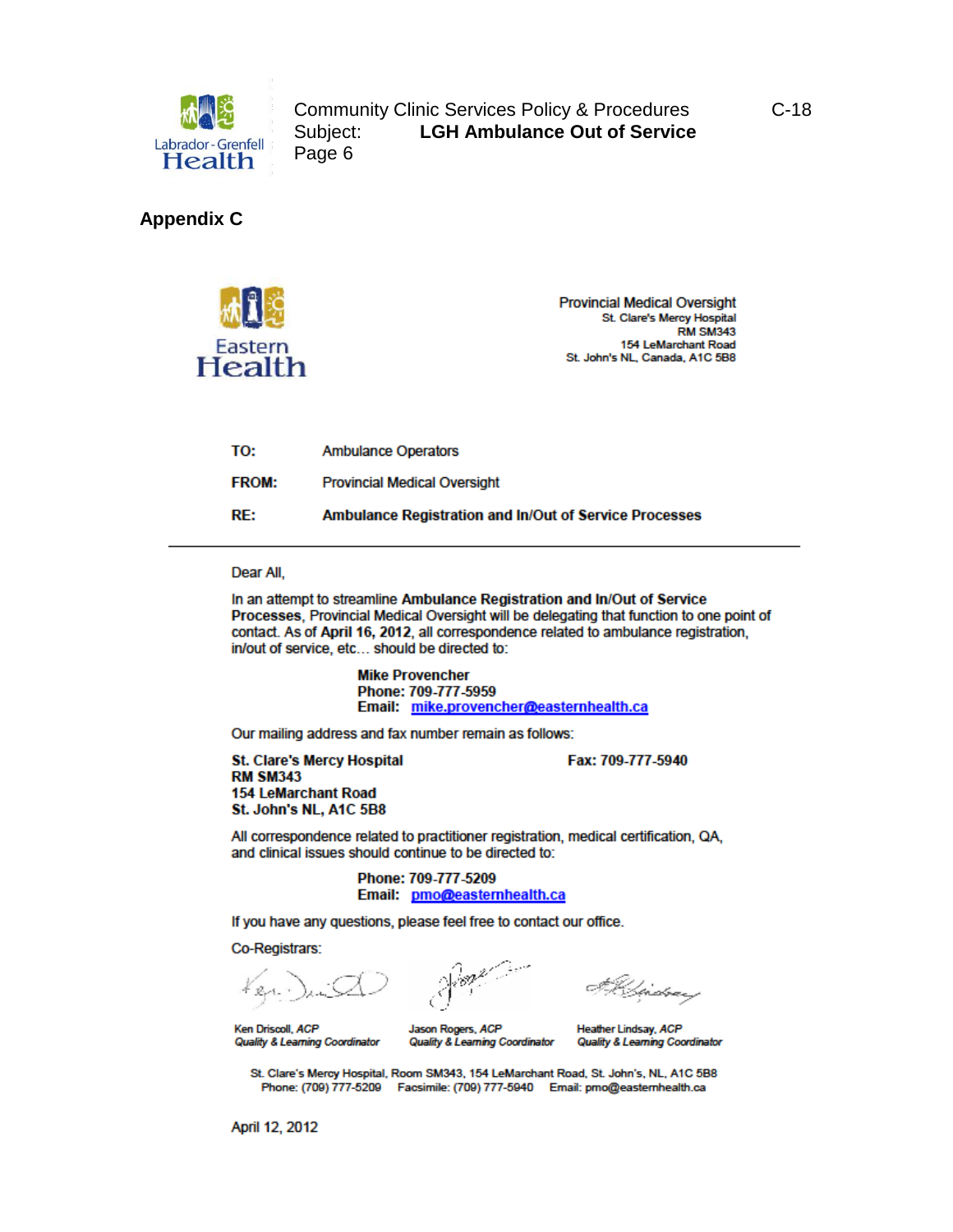## Appendix C

Eastern Health

Provincial Medical Oversight
St. Clare's Mercy Hospital
RM SM343
154 LeMarchant Road
St. John's NL, Canada, A1C 5B8

| | |
|---|---|
| **TO:** | Ambulance Operators |
| **FROM:** | Provincial Medical Oversight |
| **RE:** | **Ambulance Registration and In/Out of Service Processes** |

---

Dear All,

In an attempt to streamline **Ambulance Registration and In/Out of Service Processes**, Provincial Medical Oversight will be delegating that function to one point of contact. As of **April 16, 2012**, all correspondence related to ambulance registration, in/out of service, etc… should be directed to:

**Mike Provencher**
**Phone: 709-777-5959**
**Email:** mike.provencher@easternhealth.ca

Our mailing address and fax number remain as follows:

**St. Clare's Mercy Hospital**
**RM SM343**
**154 LeMarchant Road**
**St. John's NL, A1C 5B8**

**Fax: 709-777-5940**

All correspondence related to practitioner registration, medical certification, QA, and clinical issues should continue to be directed to:

**Phone: 709-777-5209**
**Email:** pmo@easternhealth.ca

If you have any questions, please feel free to contact our office.

Co-Registrars:

| | | |
|---|---|---|
| Ken Driscoll, *ACP* | Jason Rogers, *ACP* | Heather Lindsay, *ACP* |
| *Quality & Learning Coordinator* | *Quality & Learning Coordinator* | *Quality & Learning Coordinator* |

St. Clare's Mercy Hospital, Room SM343, 154 LeMarchant Road, St. John's, NL, A1C 5B8
Phone: (709) 777-5209 Facsimile: (709) 777-5940 Email: pmo@easternhealth.ca

April 12, 2012